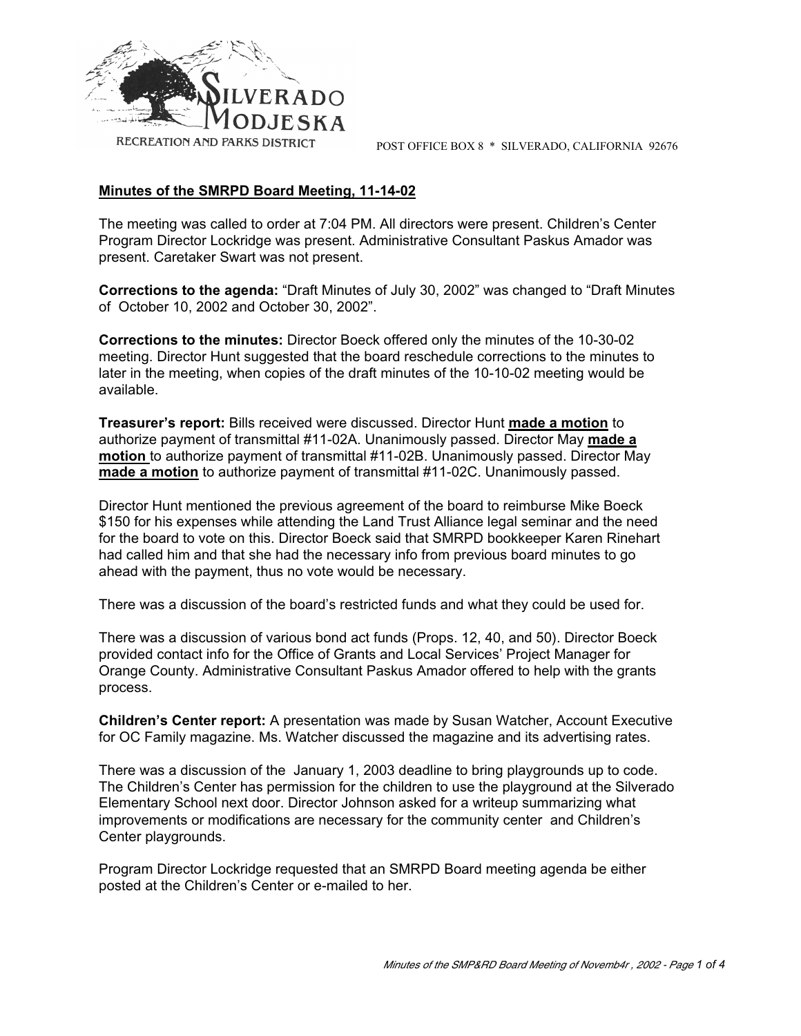SILVERADO MODJESKA
RECREATION AND PARKS DISTRICT

POST OFFICE BOX 8 * SILVERADO, CALIFORNIA 92676

## Minutes of the SMRPD Board Meeting, 11-14-02

The meeting was called to order at 7:04 PM. All directors were present. Children's Center Program Director Lockridge was present. Administrative Consultant Paskus Amador was present. Caretaker Swart was not present.

**Corrections to the agenda:** "Draft Minutes of July 30, 2002" was changed to "Draft Minutes of October 10, 2002 and October 30, 2002".

**Corrections to the minutes:** Director Boeck offered only the minutes of the 10-30-02 meeting. Director Hunt suggested that the board reschedule corrections to the minutes to later in the meeting, when copies of the draft minutes of the 10-10-02 meeting would be available.

**Treasurer's report:** Bills received were discussed. Director Hunt **made a motion** to authorize payment of transmittal #11-02A. Unanimously passed. Director May **made a motion** to authorize payment of transmittal #11-02B. Unanimously passed. Director May **made a motion** to authorize payment of transmittal #11-02C. Unanimously passed.

Director Hunt mentioned the previous agreement of the board to reimburse Mike Boeck $150 for his expenses while attending the Land Trust Alliance legal seminar and the need for the board to vote on this. Director Boeck said that SMRPD bookkeeper Karen Rinehart had called him and that she had the necessary info from previous board minutes to go ahead with the payment, thus no vote would be necessary.

There was a discussion of the board's restricted funds and what they could be used for.

There was a discussion of various bond act funds (Props. 12, 40, and 50). Director Boeck provided contact info for the Office of Grants and Local Services' Project Manager for Orange County. Administrative Consultant Paskus Amador offered to help with the grants process.

**Children's Center report:** A presentation was made by Susan Watcher, Account Executive for OC Family magazine. Ms. Watcher discussed the magazine and its advertising rates.

There was a discussion of the January 1, 2003 deadline to bring playgrounds up to code. The Children's Center has permission for the children to use the playground at the Silverado Elementary School next door. Director Johnson asked for a writeup summarizing what improvements or modifications are necessary for the community center and Children's Center playgrounds.

Program Director Lockridge requested that an SMRPD Board meeting agenda be either posted at the Children's Center or e-mailed to her.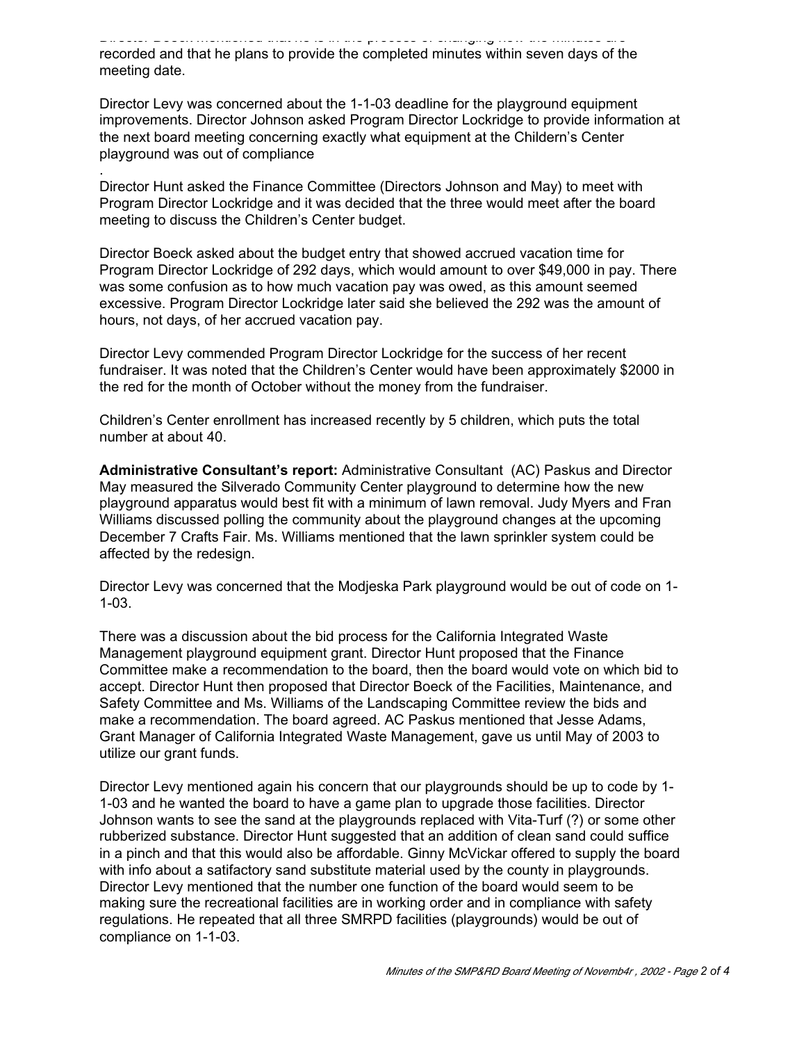Director Boeck mentioned that he is in the process of changing how the minutes are recorded and that he plans to provide the completed minutes within seven days of the meeting date.

Director Levy was concerned about the 1-1-03 deadline for the playground equipment improvements. Director Johnson asked Program Director Lockridge to provide information at the next board meeting concerning exactly what equipment at the Childern's Center playground was out of compliance

.

Director Hunt asked the Finance Committee (Directors Johnson and May) to meet with Program Director Lockridge and it was decided that the three would meet after the board meeting to discuss the Children's Center budget.

Director Boeck asked about the budget entry that showed accrued vacation time for Program Director Lockridge of 292 days, which would amount to over $49,000 in pay. There was some confusion as to how much vacation pay was owed, as this amount seemed excessive. Program Director Lockridge later said she believed the 292 was the amount of hours, not days, of her accrued vacation pay.

Director Levy commended Program Director Lockridge for the success of her recent fundraiser. It was noted that the Children's Center would have been approximately $2000 in the red for the month of October without the money from the fundraiser.

Children's Center enrollment has increased recently by 5 children, which puts the total number at about 40.

**Administrative Consultant's report:** Administrative Consultant (AC) Paskus and Director May measured the Silverado Community Center playground to determine how the new playground apparatus would best fit with a minimum of lawn removal. Judy Myers and Fran Williams discussed polling the community about the playground changes at the upcoming December 7 Crafts Fair. Ms. Williams mentioned that the lawn sprinkler system could be affected by the redesign.

Director Levy was concerned that the Modjeska Park playground would be out of code on 1-1-03.

There was a discussion about the bid process for the California Integrated Waste Management playground equipment grant. Director Hunt proposed that the Finance Committee make a recommendation to the board, then the board would vote on which bid to accept. Director Hunt then proposed that Director Boeck of the Facilities, Maintenance, and Safety Committee and Ms. Williams of the Landscaping Committee review the bids and make a recommendation. The board agreed. AC Paskus mentioned that Jesse Adams, Grant Manager of California Integrated Waste Management, gave us until May of 2003 to utilize our grant funds.

Director Levy mentioned again his concern that our playgrounds should be up to code by 1-1-03 and he wanted the board to have a game plan to upgrade those facilities. Director Johnson wants to see the sand at the playgrounds replaced with Vita-Turf (?) or some other rubberized substance. Director Hunt suggested that an addition of clean sand could suffice in a pinch and that this would also be affordable. Ginny McVickar offered to supply the board with info about a satifactory sand substitute material used by the county in playgrounds. Director Levy mentioned that the number one function of the board would seem to be making sure the recreational facilities are in working order and in compliance with safety regulations. He repeated that all three SMRPD facilities (playgrounds) would be out of compliance on 1-1-03.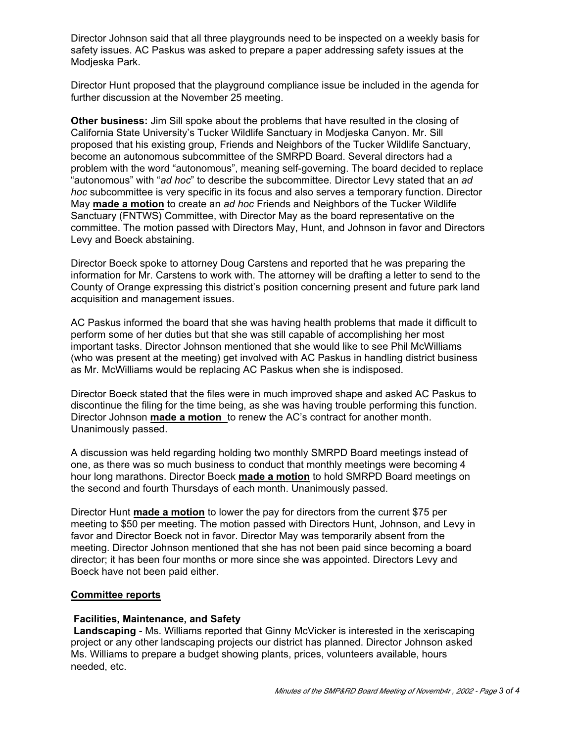Director Johnson said that all three playgrounds need to be inspected on a weekly basis for safety issues. AC Paskus was asked to prepare a paper addressing safety issues at the Modjeska Park.

Director Hunt proposed that the playground compliance issue be included in the agenda for further discussion at the November 25 meeting.

**Other business:** Jim Sill spoke about the problems that have resulted in the closing of California State University's Tucker Wildlife Sanctuary in Modjeska Canyon. Mr. Sill proposed that his existing group, Friends and Neighbors of the Tucker Wildlife Sanctuary, become an autonomous subcommittee of the SMRPD Board. Several directors had a problem with the word "autonomous", meaning self-governing. The board decided to replace "autonomous" with "*ad hoc*" to describe the subcommittee. Director Levy stated that an *ad hoc* subcommittee is very specific in its focus and also serves a temporary function. Director May **made a motion** to create an *ad hoc* Friends and Neighbors of the Tucker Wildlife Sanctuary (FNTWS) Committee, with Director May as the board representative on the committee. The motion passed with Directors May, Hunt, and Johnson in favor and Directors Levy and Boeck abstaining.

Director Boeck spoke to attorney Doug Carstens and reported that he was preparing the information for Mr. Carstens to work with. The attorney will be drafting a letter to send to the County of Orange expressing this district's position concerning present and future park land acquisition and management issues.

AC Paskus informed the board that she was having health problems that made it difficult to perform some of her duties but that she was still capable of accomplishing her most important tasks. Director Johnson mentioned that she would like to see Phil McWilliams (who was present at the meeting) get involved with AC Paskus in handling district business as Mr. McWilliams would be replacing AC Paskus when she is indisposed.

Director Boeck stated that the files were in much improved shape and asked AC Paskus to discontinue the filing for the time being, as she was having trouble performing this function. Director Johnson **made a motion** to renew the AC's contract for another month. Unanimously passed.

A discussion was held regarding holding two monthly SMRPD Board meetings instead of one, as there was so much business to conduct that monthly meetings were becoming 4 hour long marathons. Director Boeck **made a motion** to hold SMRPD Board meetings on the second and fourth Thursdays of each month. Unanimously passed.

Director Hunt **made a motion** to lower the pay for directors from the current $75 per meeting to $50 per meeting. The motion passed with Directors Hunt, Johnson, and Levy in favor and Director Boeck not in favor. Director May was temporarily absent from the meeting. Director Johnson mentioned that she has not been paid since becoming a board director; it has been four months or more since she was appointed. Directors Levy and Boeck have not been paid either.

## Committee reports

### Facilities, Maintenance, and Safety

**Landscaping** - Ms. Williams reported that Ginny McVicker is interested in the xeriscaping project or any other landscaping projects our district has planned. Director Johnson asked Ms. Williams to prepare a budget showing plants, prices, volunteers available, hours needed, etc.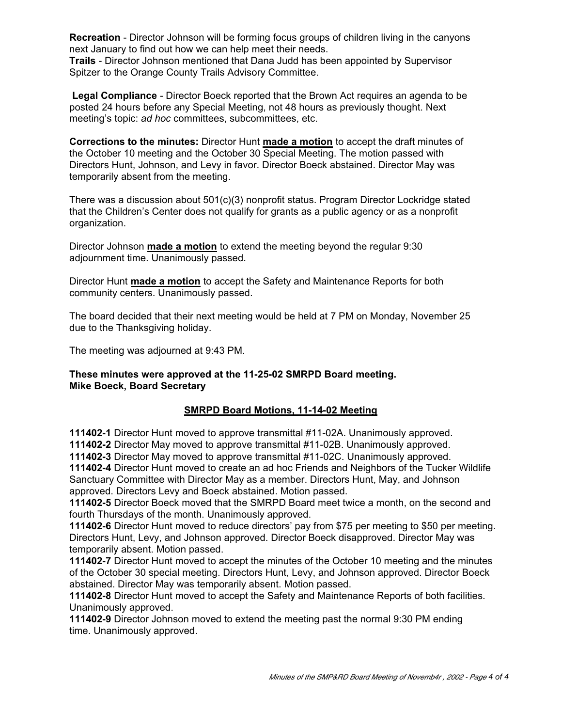**Recreation** - Director Johnson will be forming focus groups of children living in the canyons next January to find out how we can help meet their needs.
**Trails** - Director Johnson mentioned that Dana Judd has been appointed by Supervisor Spitzer to the Orange County Trails Advisory Committee.

**Legal Compliance** - Director Boeck reported that the Brown Act requires an agenda to be posted 24 hours before any Special Meeting, not 48 hours as previously thought. Next meeting's topic: *ad hoc* committees, subcommittees, etc.

**Corrections to the minutes:** Director Hunt **made a motion** to accept the draft minutes of the October 10 meeting and the October 30 Special Meeting. The motion passed with Directors Hunt, Johnson, and Levy in favor. Director Boeck abstained. Director May was temporarily absent from the meeting.

There was a discussion about 501(c)(3) nonprofit status. Program Director Lockridge stated that the Children's Center does not qualify for grants as a public agency or as a nonprofit organization.

Director Johnson **made a motion** to extend the meeting beyond the regular 9:30 adjournment time. Unanimously passed.

Director Hunt **made a motion** to accept the Safety and Maintenance Reports for both community centers. Unanimously passed.

The board decided that their next meeting would be held at 7 PM on Monday, November 25 due to the Thanksgiving holiday.

The meeting was adjourned at 9:43 PM.

**These minutes were approved at the 11-25-02 SMRPD Board meeting.**
**Mike Boeck, Board Secretary**

## SMRPD Board Motions, 11-14-02 Meeting

**111402-1** Director Hunt moved to approve transmittal #11-02A. Unanimously approved.
**111402-2** Director May moved to approve transmittal #11-02B. Unanimously approved.
**111402-3** Director May moved to approve transmittal #11-02C. Unanimously approved.
**111402-4** Director Hunt moved to create an ad hoc Friends and Neighbors of the Tucker Wildlife Sanctuary Committee with Director May as a member. Directors Hunt, May, and Johnson approved. Directors Levy and Boeck abstained. Motion passed.
**111402-5** Director Boeck moved that the SMRPD Board meet twice a month, on the second and fourth Thursdays of the month. Unanimously approved.
**111402-6** Director Hunt moved to reduce directors' pay from $75 per meeting to $50 per meeting. Directors Hunt, Levy, and Johnson approved. Director Boeck disapproved. Director May was temporarily absent. Motion passed.
**111402-7** Director Hunt moved to accept the minutes of the October 10 meeting and the minutes of the October 30 special meeting. Directors Hunt, Levy, and Johnson approved. Director Boeck abstained. Director May was temporarily absent. Motion passed.
**111402-8** Director Hunt moved to accept the Safety and Maintenance Reports of both facilities. Unanimously approved.
**111402-9** Director Johnson moved to extend the meeting past the normal 9:30 PM ending time. Unanimously approved.